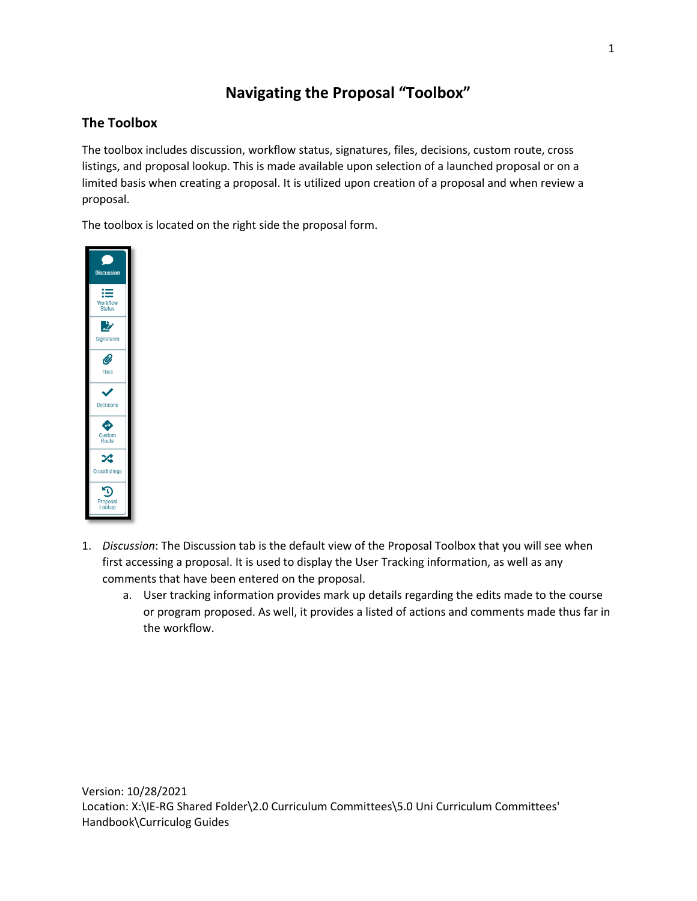# Navigating the Proposal "Toolbox"

## The Toolbox

The toolbox includes discussion, workflow status, signatures, files, decisions, custom route, cross listings, and proposal lookup. This is made available upon selection of a launched proposal or on a limited basis when creating a proposal. It is utilized upon creation of a proposal and when review a proposal.

The toolbox is located on the right side the proposal form.

1. *Discussion*: The Discussion tab is the default view of the Proposal Toolbox that you will see when first accessing a proposal. It is used to display the User Tracking information, as well as any comments that have been entered on the proposal.
    a. User tracking information provides mark up details regarding the edits made to the course or program proposed. As well, it provides a listed of actions and comments made thus far in the workflow.

Version: 10/28/2021
Location: X:\IE-RG Shared Folder\2.0 Curriculum Committees\5.0 Uni Curriculum Committees' Handbook\Curricolog Guides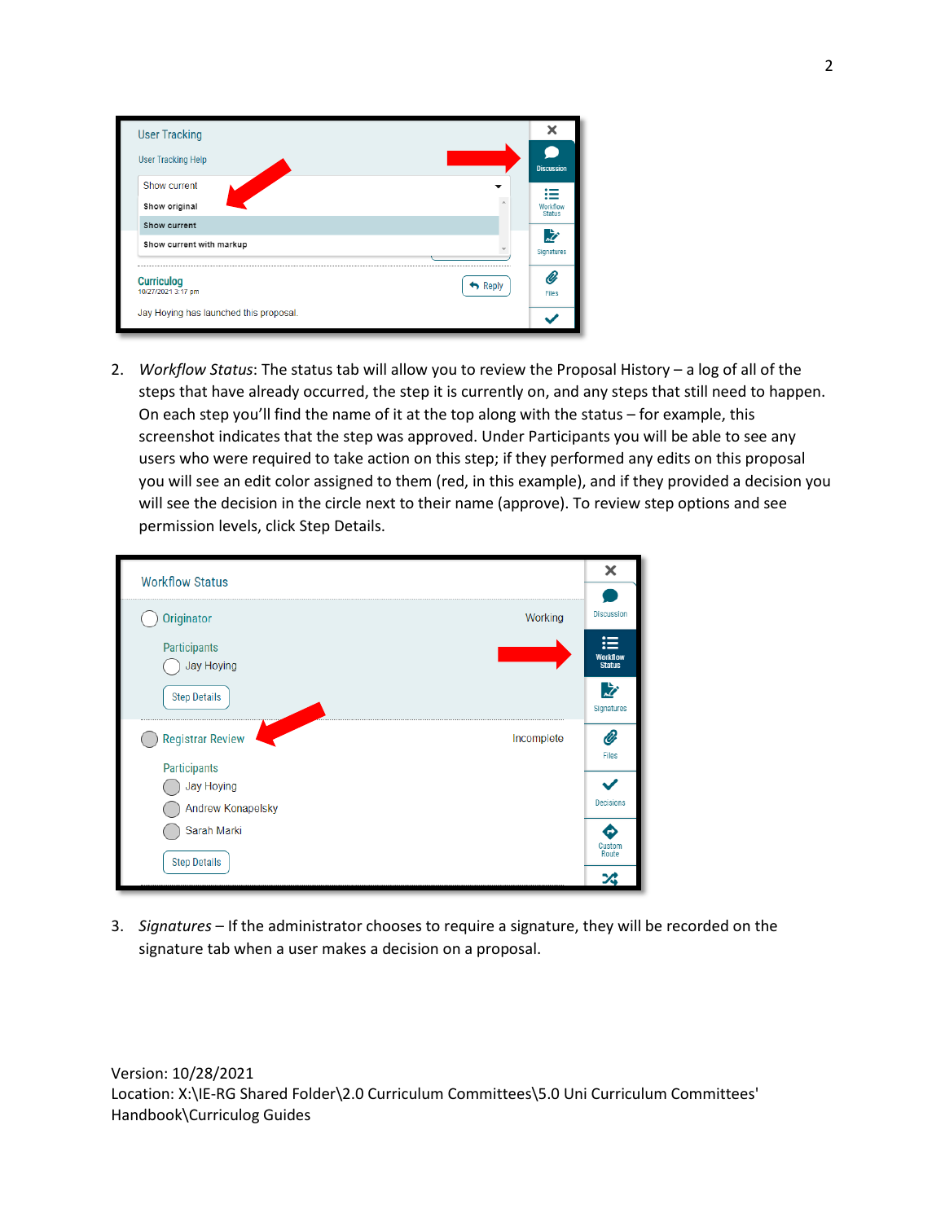2. *Workflow Status*: The status tab will allow you to review the Proposal History – a log of all of the steps that have already occurred, the step it is currently on, and any steps that still need to happen. On each step you'll find the name of it at the top along with the status – for example, this screenshot indicates that the step was approved. Under Participants you will be able to see any users who were required to take action on this step; if they performed any edits on this proposal you will see an edit color assigned to them (red, in this example), and if they provided a decision you will see the decision in the circle next to their name (approve). To review step options and see permission levels, click Step Details.

3. *Signatures* – If the administrator chooses to require a signature, they will be recorded on the signature tab when a user makes a decision on a proposal.

Version: 10/28/2021
Location: X:\IE-RG Shared Folder\2.0 Curriculum Committees\5.0 Uni Curriculum Committees' Handbook\Curriculog Guides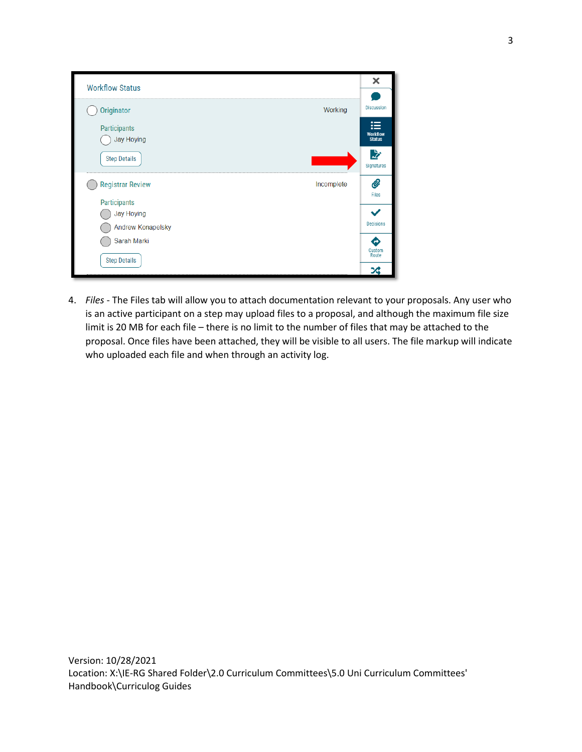4. *Files* - The Files tab will allow you to attach documentation relevant to your proposals. Any user who is an active participant on a step may upload files to a proposal, and although the maximum file size limit is 20 MB for each file – there is no limit to the number of files that may be attached to the proposal. Once files have been attached, they will be visible to all users. The file markup will indicate who uploaded each file and when through an activity log.

Version: 10/28/2021
Location: X:\IE-RG Shared Folder\2.0 Curriculum Committees\5.0 Uni Curriculum Committees' Handbook\Curricolog Guides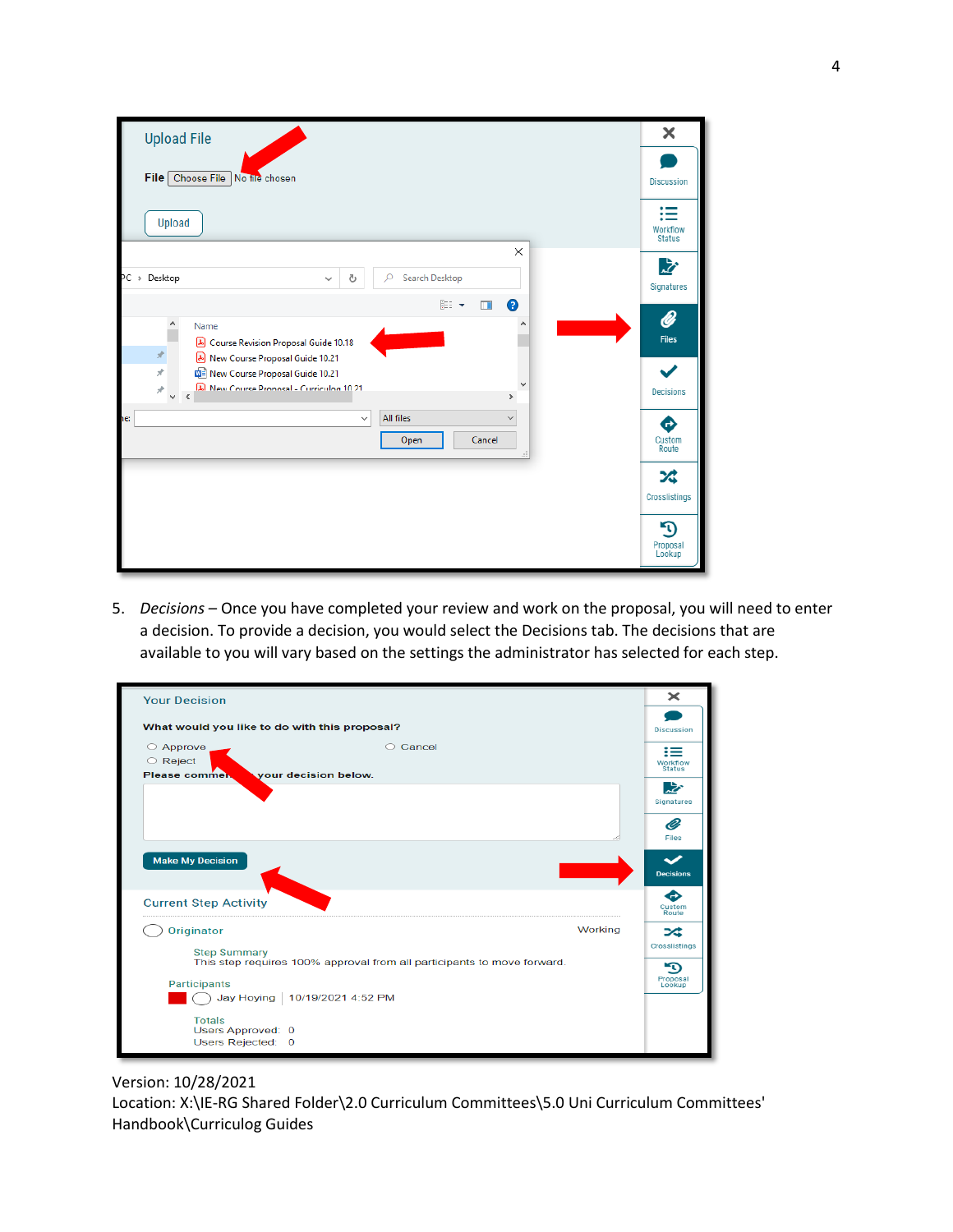5. *Decisions* – Once you have completed your review and work on the proposal, you will need to enter a decision. To provide a decision, you would select the Decisions tab. The decisions that are available to you will vary based on the settings the administrator has selected for each step.

Version: 10/28/2021
Location: X:\IE-RG Shared Folder\2.0 Curriculum Committees\5.0 Uni Curriculum Committees' Handbook\Curricolog Guides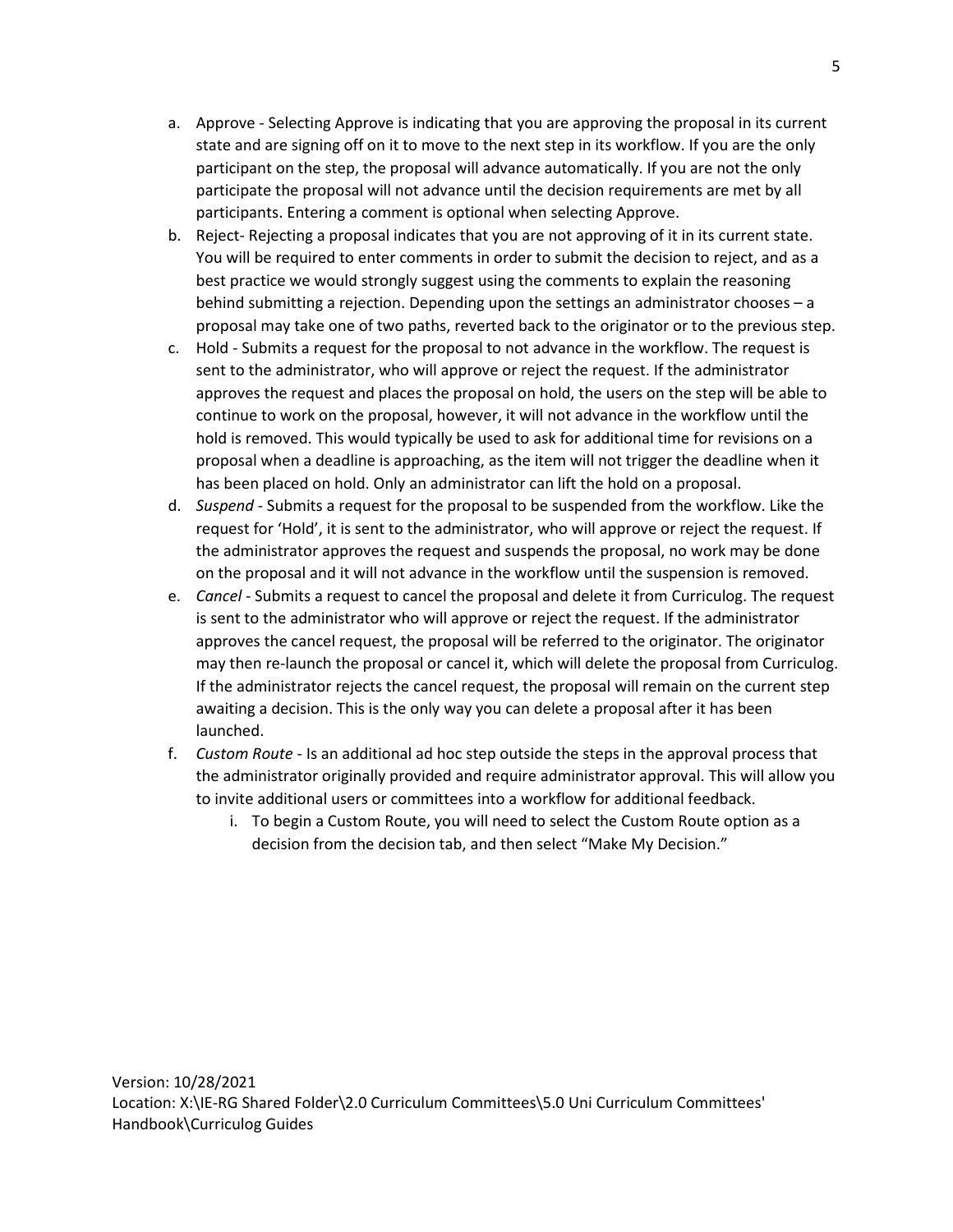a. Approve - Selecting Approve is indicating that you are approving the proposal in its current state and are signing off on it to move to the next step in its workflow. If you are the only participant on the step, the proposal will advance automatically. If you are not the only participate the proposal will not advance until the decision requirements are met by all participants. Entering a comment is optional when selecting Approve.

b. Reject- Rejecting a proposal indicates that you are not approving of it in its current state. You will be required to enter comments in order to submit the decision to reject, and as a best practice we would strongly suggest using the comments to explain the reasoning behind submitting a rejection. Depending upon the settings an administrator chooses – a proposal may take one of two paths, reverted back to the originator or to the previous step.

c. Hold - Submits a request for the proposal to not advance in the workflow. The request is sent to the administrator, who will approve or reject the request. If the administrator approves the request and places the proposal on hold, the users on the step will be able to continue to work on the proposal, however, it will not advance in the workflow until the hold is removed. This would typically be used to ask for additional time for revisions on a proposal when a deadline is approaching, as the item will not trigger the deadline when it has been placed on hold. Only an administrator can lift the hold on a proposal.

d. *Suspend* - Submits a request for the proposal to be suspended from the workflow. Like the request for 'Hold', it is sent to the administrator, who will approve or reject the request. If the administrator approves the request and suspends the proposal, no work may be done on the proposal and it will not advance in the workflow until the suspension is removed.

e. *Cancel* - Submits a request to cancel the proposal and delete it from Curriculog. The request is sent to the administrator who will approve or reject the request. If the administrator approves the cancel request, the proposal will be referred to the originator. The originator may then re-launch the proposal or cancel it, which will delete the proposal from Curriculog. If the administrator rejects the cancel request, the proposal will remain on the current step awaiting a decision. This is the only way you can delete a proposal after it has been launched.

f. *Custom Route* - Is an additional ad hoc step outside the steps in the approval process that the administrator originally provided and require administrator approval. This will allow you to invite additional users or committees into a workflow for additional feedback.

    i. To begin a Custom Route, you will need to select the Custom Route option as a decision from the decision tab, and then select "Make My Decision."

Version: 10/28/2021
Location: X:\IE-RG Shared Folder\2.0 Curriculum Committees\5.0 Uni Curriculum Committees' Handbook\Curriculog Guides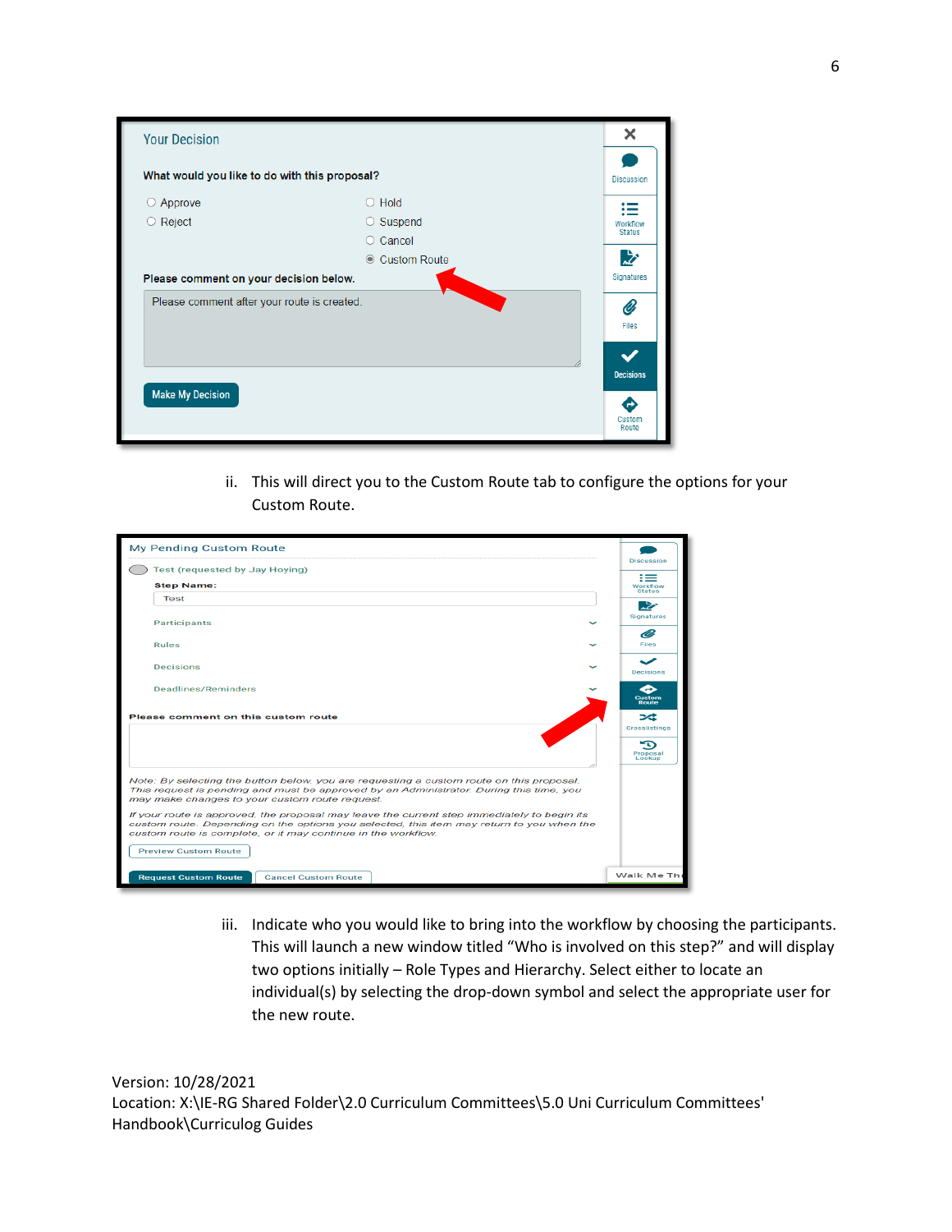ii. This will direct you to the Custom Route tab to configure the options for your Custom Route.

iii. Indicate who you would like to bring into the workflow by choosing the participants. This will launch a new window titled "Who is involved on this step?" and will display two options initially – Role Types and Hierarchy. Select either to locate an individual(s) by selecting the drop-down symbol and select the appropriate user for the new route.

Version: 10/28/2021
Location: X:\IE-RG Shared Folder\2.0 Curriculum Committees\5.0 Uni Curriculum Committees' Handbook\Curriculog Guides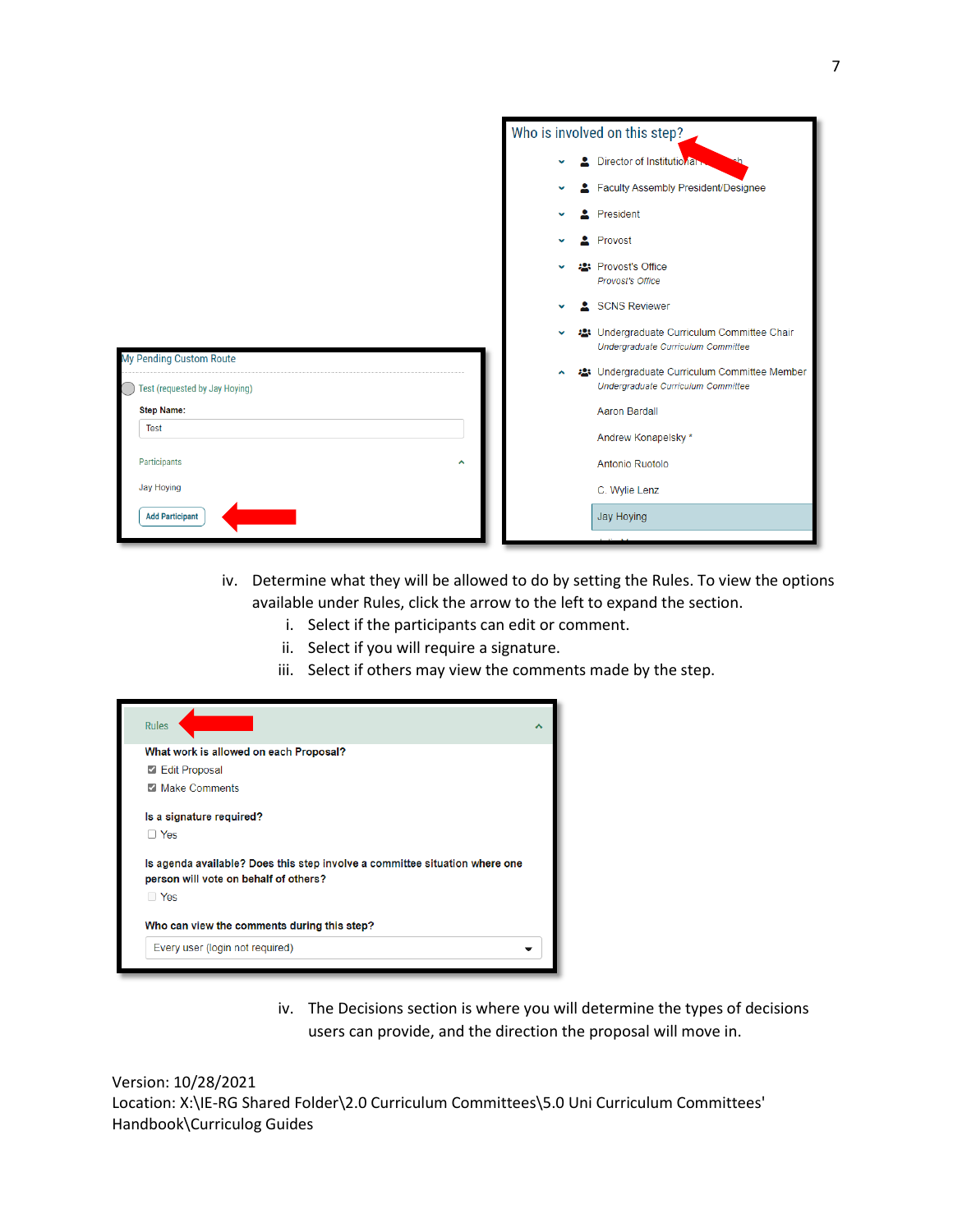iv. Determine what they will be allowed to do by setting the Rules. To view the options available under Rules, click the arrow to the left to expand the section.

   i. Select if the participants can edit or comment.
   ii. Select if you will require a signature.
   iii. Select if others may view the comments made by the step.

iv. The Decisions section is where you will determine the types of decisions users can provide, and the direction the proposal will move in.

Version: 10/28/2021

Location: X:\IE-RG Shared Folder\2.0 Curriculum Committees\5.0 Uni Curriculum Committees' Handbook\Curricolog Guides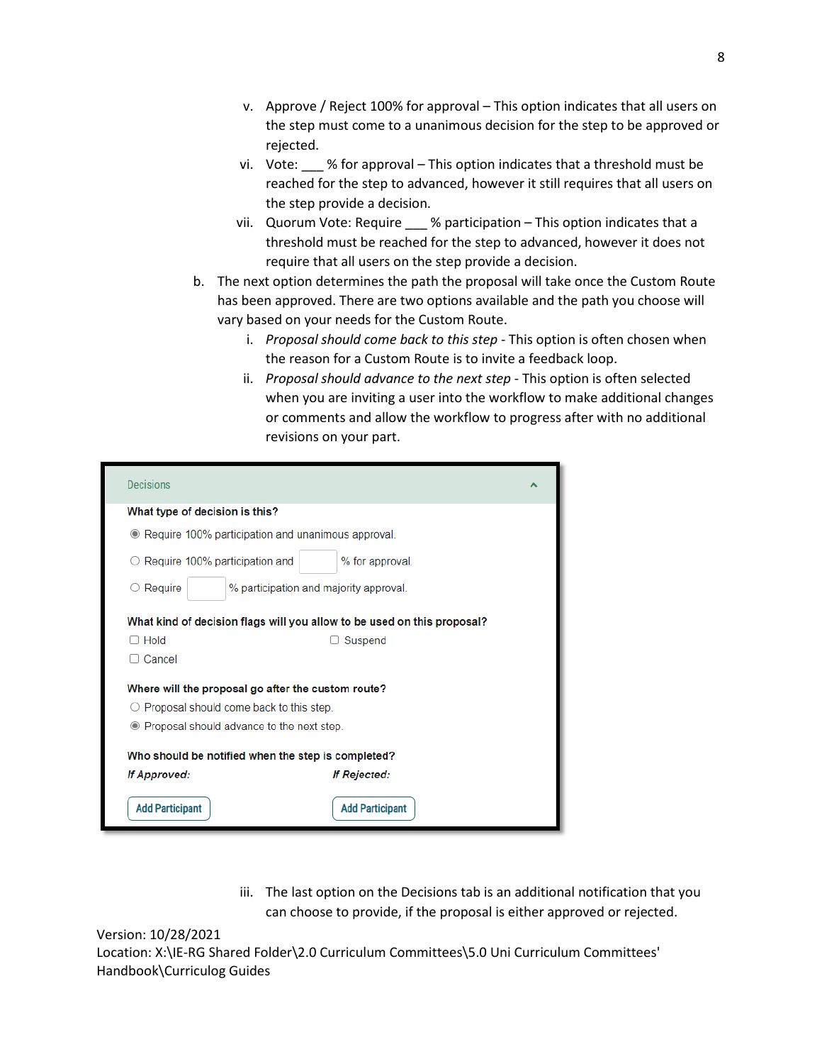v. Approve / Reject 100% for approval – This option indicates that all users on the step must come to a unanimous decision for the step to be approved or rejected.

vi. Vote: ___ % for approval – This option indicates that a threshold must be reached for the step to advanced, however it still requires that all users on the step provide a decision.

vii. Quorum Vote: Require ___ % participation – This option indicates that a threshold must be reached for the step to advanced, however it does not require that all users on the step provide a decision.

b. The next option determines the path the proposal will take once the Custom Route has been approved. There are two options available and the path you choose will vary based on your needs for the Custom Route.

   i. *Proposal should come back to this step* - This option is often chosen when the reason for a Custom Route is to invite a feedback loop.

   ii. *Proposal should advance to the next step* - This option is often selected when you are inviting a user into the workflow to make additional changes or comments and allow the workflow to progress after with no additional revisions on your part.

Decisions

**What type of decision is this?**

- (●) Require 100% participation and unanimous approval.
- ( ) Require 100% participation and [ ] % for approval.
- ( ) Require [ ] % participation and majority approval.

**What kind of decision flags will you allow to be used on this proposal?**

- [ ] Hold
- [ ] Suspend
- [ ] Cancel

**Where will the proposal go after the custom route?**

- ( ) Proposal should come back to this step.
- (●) Proposal should advance to the next step.

**Who should be notified when the step is completed?**

***If Approved:*** Add Participant

***If Rejected:*** Add Participant

iii. The last option on the Decisions tab is an additional notification that you can choose to provide, if the proposal is either approved or rejected.

Version: 10/28/2021
Location: X:\IE-RG Shared Folder\2.0 Curriculum Committees\5.0 Uni Curriculum Committees' Handbook\Curriculog Guides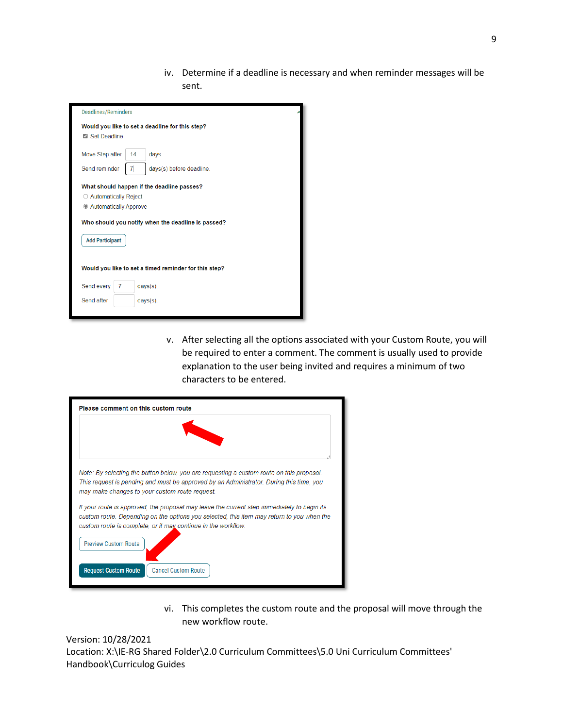iv. Determine if a deadline is necessary and when reminder messages will be sent.

Deadlines/Reminders

Would you like to set a deadline for this step?

☑ Set Deadline

Move Step after 14 days

Send reminder 7 days(s) before deadline.

What should happen if the deadline passes?

○ Automatically Reject

◉ Automatically Approve

Who should you notify when the deadline is passed?

Add Participant

Would you like to set a timed reminder for this step?

Send every 7 days(s).

Send after days(s).

v. After selecting all the options associated with your Custom Route, you will be required to enter a comment. The comment is usually used to provide explanation to the user being invited and requires a minimum of two characters to be entered.

Please comment on this custom route

*Note: By selecting the button below, you are requesting a custom route on this proposal. This request is pending and must be approved by an Administrator. During this time, you may make changes to your custom route request.*

*If your route is approved, the proposal may leave the current step immediately to begin its custom route. Depending on the options you selected, this item may return to you when the custom route is complete, or it may continue in the workflow.*

Preview Custom Route

Request Custom Route | Cancel Custom Route

vi. This completes the custom route and the proposal will move through the new workflow route.

Version: 10/28/2021
Location: X:\IE-RG Shared Folder\2.0 Curriculum Committees\5.0 Uni Curriculum Committees' Handbook\Curriculog Guides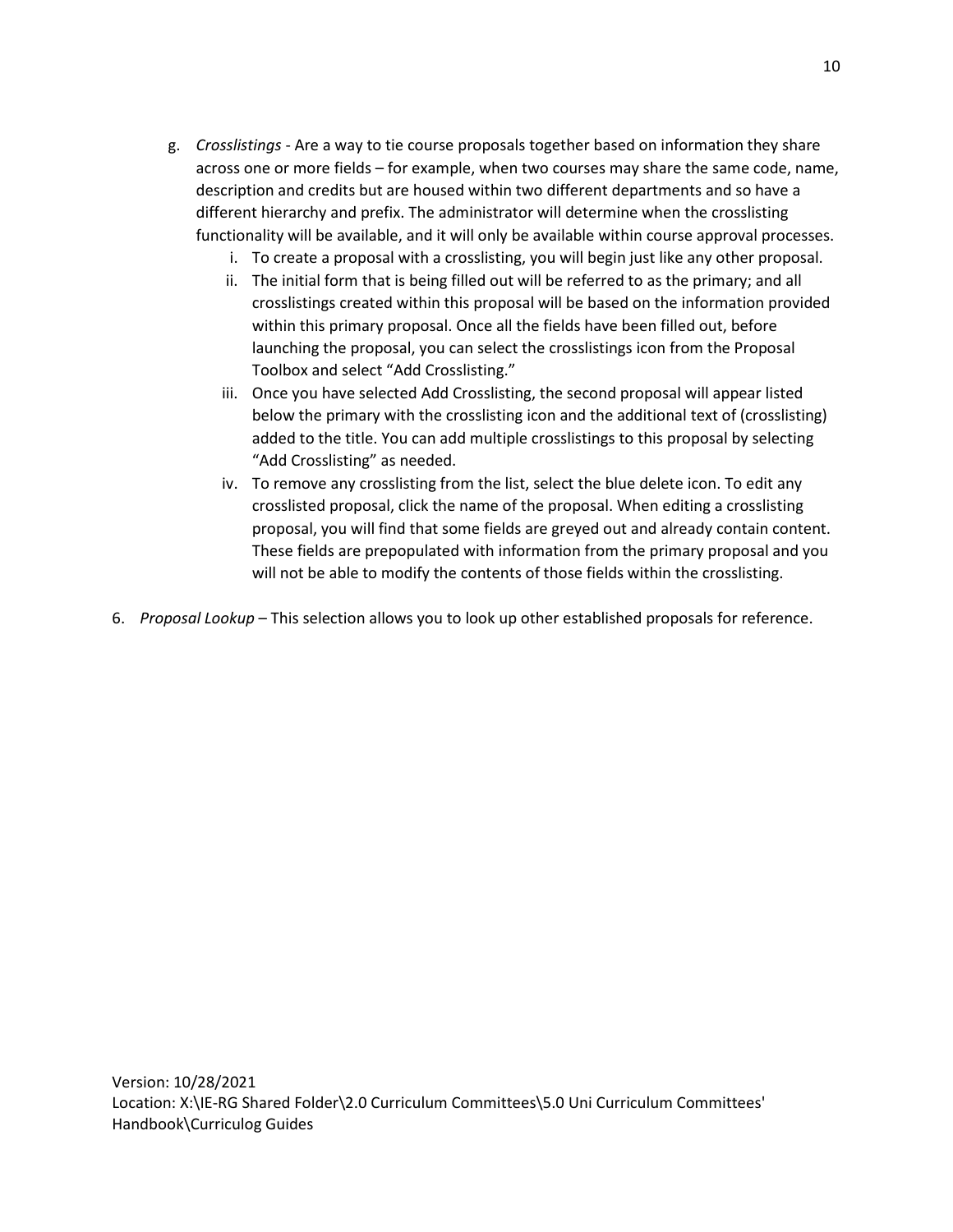g. *Crosslistings* - Are a way to tie course proposals together based on information they share across one or more fields – for example, when two courses may share the same code, name, description and credits but are housed within two different departments and so have a different hierarchy and prefix. The administrator will determine when the crosslisting functionality will be available, and it will only be available within course approval processes.

   i. To create a proposal with a crosslisting, you will begin just like any other proposal.

   ii. The initial form that is being filled out will be referred to as the primary; and all crosslistings created within this proposal will be based on the information provided within this primary proposal. Once all the fields have been filled out, before launching the proposal, you can select the crosslistings icon from the Proposal Toolbox and select "Add Crosslisting."

   iii. Once you have selected Add Crosslisting, the second proposal will appear listed below the primary with the crosslisting icon and the additional text of (crosslisting) added to the title. You can add multiple crosslistings to this proposal by selecting "Add Crosslisting" as needed.

   iv. To remove any crosslisting from the list, select the blue delete icon. To edit any crosslisted proposal, click the name of the proposal. When editing a crosslisting proposal, you will find that some fields are greyed out and already contain content. These fields are prepopulated with information from the primary proposal and you will not be able to modify the contents of those fields within the crosslisting.

6. *Proposal Lookup* – This selection allows you to look up other established proposals for reference.